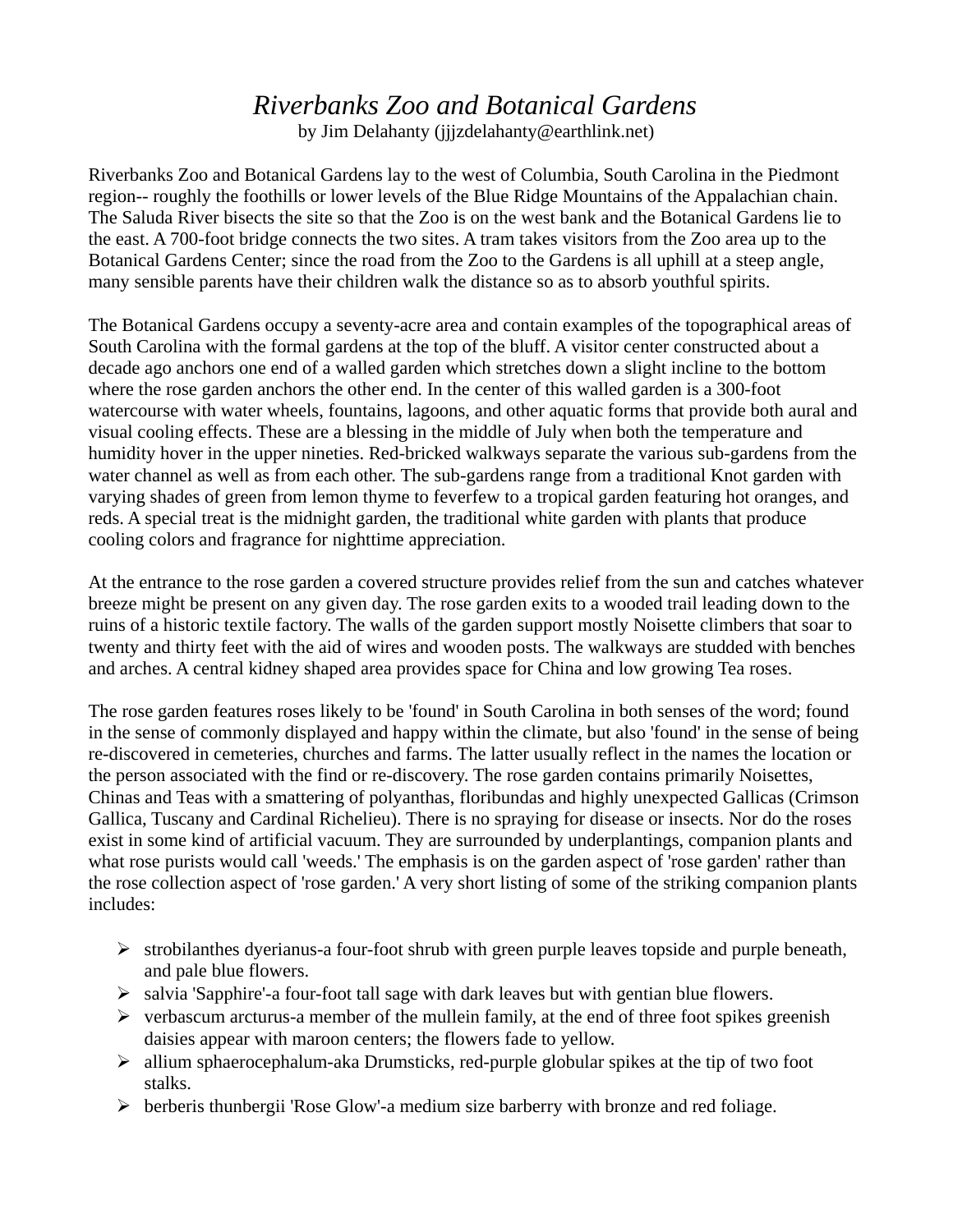# *Riverbanks Zoo and Botanical Gardens*

by Jim Delahanty (jjjzdelahanty@earthlink.net)

Riverbanks Zoo and Botanical Gardens lay to the west of Columbia, South Carolina in the Piedmont region-- roughly the foothills or lower levels of the Blue Ridge Mountains of the Appalachian chain. The Saluda River bisects the site so that the Zoo is on the west bank and the Botanical Gardens lie to the east. A 700-foot bridge connects the two sites. A tram takes visitors from the Zoo area up to the Botanical Gardens Center; since the road from the Zoo to the Gardens is all uphill at a steep angle, many sensible parents have their children walk the distance so as to absorb youthful spirits.

The Botanical Gardens occupy a seventy-acre area and contain examples of the topographical areas of South Carolina with the formal gardens at the top of the bluff. A visitor center constructed about a decade ago anchors one end of a walled garden which stretches down a slight incline to the bottom where the rose garden anchors the other end. In the center of this walled garden is a 300-foot watercourse with water wheels, fountains, lagoons, and other aquatic forms that provide both aural and visual cooling effects. These are a blessing in the middle of July when both the temperature and humidity hover in the upper nineties. Red-bricked walkways separate the various sub-gardens from the water channel as well as from each other. The sub-gardens range from a traditional Knot garden with varying shades of green from lemon thyme to feverfew to a tropical garden featuring hot oranges, and reds. A special treat is the midnight garden, the traditional white garden with plants that produce cooling colors and fragrance for nighttime appreciation.

At the entrance to the rose garden a covered structure provides relief from the sun and catches whatever breeze might be present on any given day. The rose garden exits to a wooded trail leading down to the ruins of a historic textile factory. The walls of the garden support mostly Noisette climbers that soar to twenty and thirty feet with the aid of wires and wooden posts. The walkways are studded with benches and arches. A central kidney shaped area provides space for China and low growing Tea roses.

The rose garden features roses likely to be 'found' in South Carolina in both senses of the word; found in the sense of commonly displayed and happy within the climate, but also 'found' in the sense of being re-discovered in cemeteries, churches and farms. The latter usually reflect in the names the location or the person associated with the find or re-discovery. The rose garden contains primarily Noisettes, Chinas and Teas with a smattering of polyanthas, floribundas and highly unexpected Gallicas (Crimson Gallica, Tuscany and Cardinal Richelieu). There is no spraying for disease or insects. Nor do the roses exist in some kind of artificial vacuum. They are surrounded by underplantings, companion plants and what rose purists would call 'weeds.' The emphasis is on the garden aspect of 'rose garden' rather than the rose collection aspect of 'rose garden.' A very short listing of some of the striking companion plants includes:

- strobilanthes dyerianus-a four-foot shrub with green purple leaves topside and purple beneath, and pale blue flowers.
- salvia 'Sapphire'-a four-foot tall sage with dark leaves but with gentian blue flowers.
- verbascum arcturus-a member of the mullein family, at the end of three foot spikes greenish daisies appear with maroon centers; the flowers fade to yellow.
- allium sphaerocephalum-aka Drumsticks, red-purple globular spikes at the tip of two foot stalks.
- berberis thunbergii 'Rose Glow'-a medium size barberry with bronze and red foliage.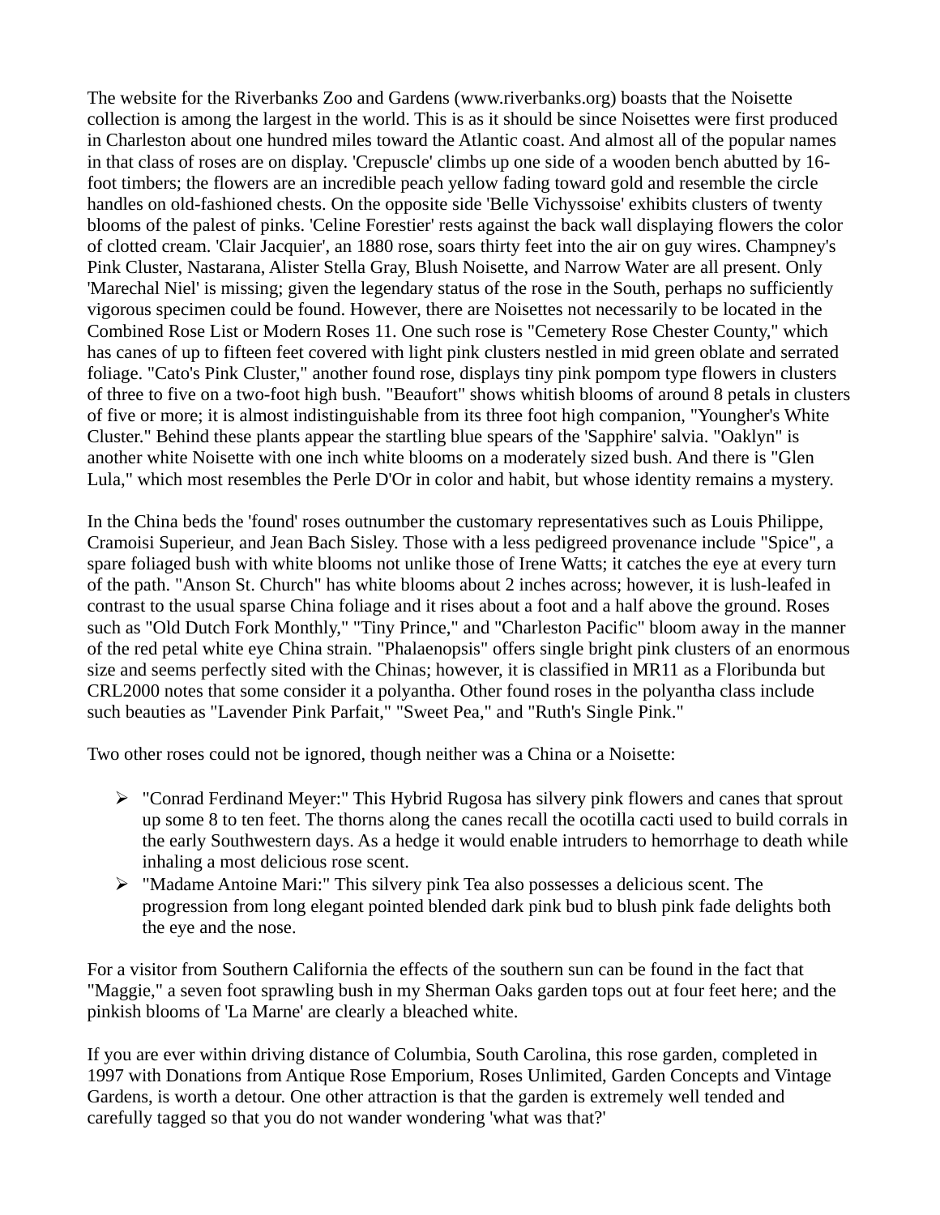The website for the Riverbanks Zoo and Gardens (www.riverbanks.org) boasts that the Noisette collection is among the largest in the world. This is as it should be since Noisettes were first produced in Charleston about one hundred miles toward the Atlantic coast. And almost all of the popular names in that class of roses are on display. 'Crepuscle' climbs up one side of a wooden bench abutted by 16-foot timbers; the flowers are an incredible peach yellow fading toward gold and resemble the circle handles on old-fashioned chests. On the opposite side 'Belle Vichyssoise' exhibits clusters of twenty blooms of the palest of pinks. 'Celine Forestier' rests against the back wall displaying flowers the color of clotted cream. 'Clair Jacquier', an 1880 rose, soars thirty feet into the air on guy wires. Champney's Pink Cluster, Nastarana, Alister Stella Gray, Blush Noisette, and Narrow Water are all present. Only 'Marechal Niel' is missing; given the legendary status of the rose in the South, perhaps no sufficiently vigorous specimen could be found. However, there are Noisettes not necessarily to be located in the Combined Rose List or Modern Roses 11. One such rose is "Cemetery Rose Chester County," which has canes of up to fifteen feet covered with light pink clusters nestled in mid green oblate and serrated foliage. "Cato's Pink Cluster," another found rose, displays tiny pink pompom type flowers in clusters of three to five on a two-foot high bush. "Beaufort" shows whitish blooms of around 8 petals in clusters of five or more; it is almost indistinguishable from its three foot high companion, "Younger's White Cluster." Behind these plants appear the startling blue spears of the 'Sapphire' salvia. "Oaklyn" is another white Noisette with one inch white blooms on a moderately sized bush. And there is "Glen Lula," which most resembles the Perle D'Or in color and habit, but whose identity remains a mystery.

In the China beds the 'found' roses outnumber the customary representatives such as Louis Philippe, Cramoisi Superieur, and Jean Bach Sisley. Those with a less pedigreed provenance include "Spice", a spare foliaged bush with white blooms not unlike those of Irene Watts; it catches the eye at every turn of the path. "Anson St. Church" has white blooms about 2 inches across; however, it is lush-leafed in contrast to the usual sparse China foliage and it rises about a foot and a half above the ground. Roses such as "Old Dutch Fork Monthly," "Tiny Prince," and "Charleston Pacific" bloom away in the manner of the red petal white eye China strain. "Phalaenopsis" offers single bright pink clusters of an enormous size and seems perfectly sited with the Chinas; however, it is classified in MR11 as a Floribunda but CRL2000 notes that some consider it a polyantha. Other found roses in the polyantha class include such beauties as "Lavender Pink Parfait," "Sweet Pea," and "Ruth's Single Pink."

Two other roses could not be ignored, though neither was a China or a Noisette:

- "Conrad Ferdinand Meyer:" This Hybrid Rugosa has silvery pink flowers and canes that sprout up some 8 to ten feet. The thorns along the canes recall the ocotilla cacti used to build corrals in the early Southwestern days. As a hedge it would enable intruders to hemorrhage to death while inhaling a most delicious rose scent.
- "Madame Antoine Mari:" This silvery pink Tea also possesses a delicious scent. The progression from long elegant pointed blended dark pink bud to blush pink fade delights both the eye and the nose.

For a visitor from Southern California the effects of the southern sun can be found in the fact that "Maggie," a seven foot sprawling bush in my Sherman Oaks garden tops out at four feet here; and the pinkish blooms of 'La Marne' are clearly a bleached white.

If you are ever within driving distance of Columbia, South Carolina, this rose garden, completed in 1997 with Donations from Antique Rose Emporium, Roses Unlimited, Garden Concepts and Vintage Gardens, is worth a detour. One other attraction is that the garden is extremely well tended and carefully tagged so that you do not wander wondering 'what was that?'